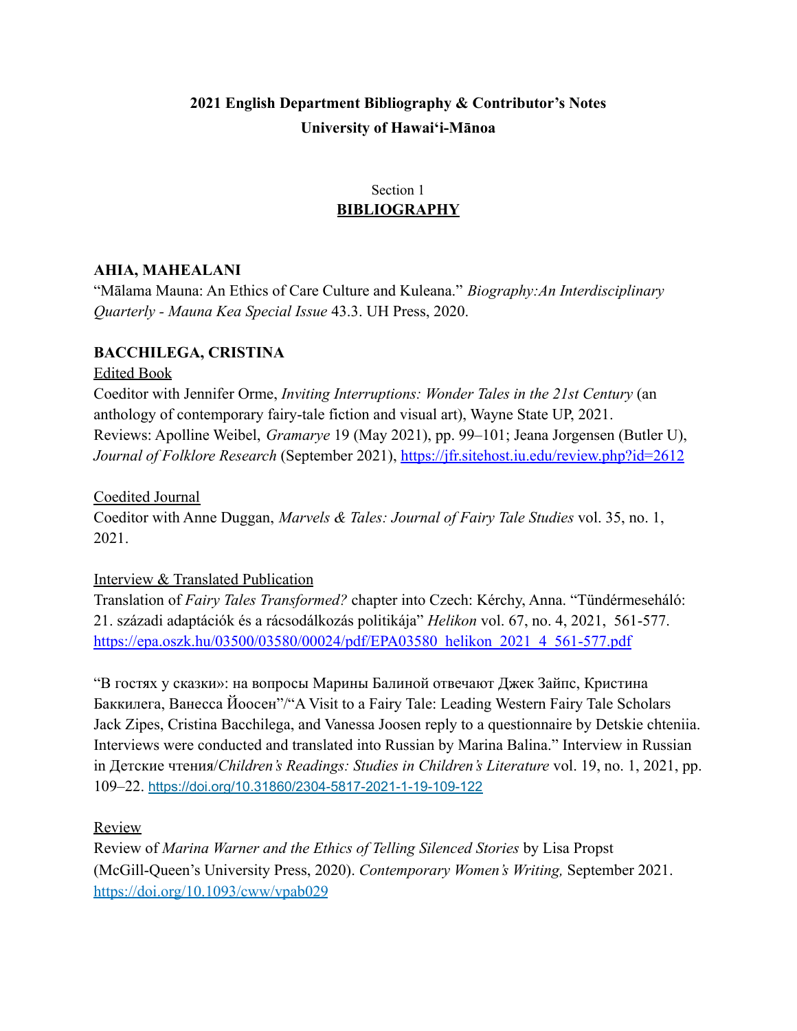# 2021 English Department Bibliography & Contributor's Notes
# University of Hawai'i-Mānoa

## Section 1
## BIBLIOGRAPHY

### AHIA, MAHEALANI

"Mālama Mauna: An Ethics of Care Culture and Kuleana." *Biography:An Interdisciplinary Quarterly - Mauna Kea Special Issue* 43.3. UH Press, 2020.

### BACCHILEGA, CRISTINA

Edited Book

Coeditor with Jennifer Orme, *Inviting Interruptions: Wonder Tales in the 21st Century* (an anthology of contemporary fairy-tale fiction and visual art), Wayne State UP, 2021. Reviews: Apolline Weibel, *Gramarye* 19 (May 2021), pp. 99–101; Jeana Jorgensen (Butler U), *Journal of Folklore Research* (September 2021), https://jfr.sitehost.iu.edu/review.php?id=2612

Coedited Journal

Coeditor with Anne Duggan, *Marvels & Tales: Journal of Fairy Tale Studies* vol. 35, no. 1, 2021.

Interview & Translated Publication

Translation of *Fairy Tales Transformed?* chapter into Czech: Kérchy, Anna. "Tündérmeseháló: 21. századi adaptációk és a rácsodálkozás politikája" *Helikon* vol. 67, no. 4, 2021, 561-577. https://epa.oszk.hu/03500/03580/00024/pdf/EPA03580_helikon_2021_4_561-577.pdf

"В гостях у сказки»: на вопросы Марины Балиной отвечают Джек Зайпс, Кристина Баккилега, Ванесса Йоосен"/"A Visit to a Fairy Tale: Leading Western Fairy Tale Scholars Jack Zipes, Cristina Bacchilega, and Vanessa Joosen reply to a questionnaire by Detskie chteniia. Interviews were conducted and translated into Russian by Marina Balina." Interview in Russian in Детские чтения/*Children's Readings: Studies in Children's Literature* vol. 19, no. 1, 2021, pp. 109–22. https://doi.org/10.31860/2304-5817-2021-1-19-109-122

Review

Review of *Marina Warner and the Ethics of Telling Silenced Stories* by Lisa Propst (McGill-Queen's University Press, 2020). *Contemporary Women's Writing,* September 2021. https://doi.org/10.1093/cww/vpab029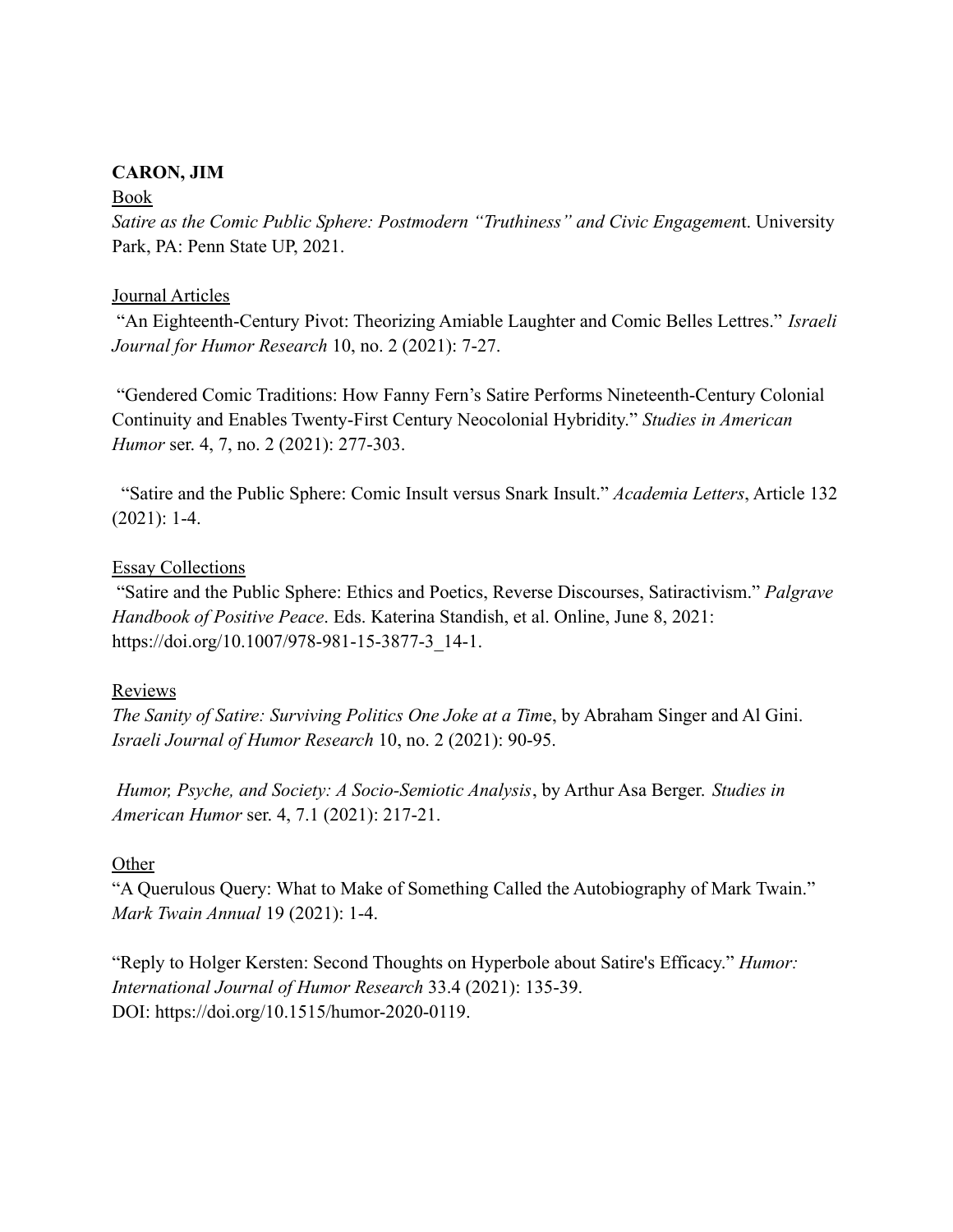**CARON, JIM**

Book

*Satire as the Comic Public Sphere: Postmodern "Truthiness" and Civic Engagement*. University Park, PA: Penn State UP, 2021.

Journal Articles

"An Eighteenth-Century Pivot: Theorizing Amiable Laughter and Comic Belles Lettres." *Israeli Journal for Humor Research* 10, no. 2 (2021): 7-27.

"Gendered Comic Traditions: How Fanny Fern's Satire Performs Nineteenth-Century Colonial Continuity and Enables Twenty-First Century Neocolonial Hybridity." *Studies in American Humor* ser. 4, 7, no. 2 (2021): 277-303.

"Satire and the Public Sphere: Comic Insult versus Snark Insult." *Academia Letters*, Article 132 (2021): 1-4.

Essay Collections

"Satire and the Public Sphere: Ethics and Poetics, Reverse Discourses, Satiractivism." *Palgrave Handbook of Positive Peace*. Eds. Katerina Standish, et al. Online, June 8, 2021: https://doi.org/10.1007/978-981-15-3877-3_14-1.

Reviews

*The Sanity of Satire: Surviving Politics One Joke at a Time*, by Abraham Singer and Al Gini. *Israeli Journal of Humor Research* 10, no. 2 (2021): 90-95.

*Humor, Psyche, and Society: A Socio-Semiotic Analysis*, by Arthur Asa Berger. *Studies in American Humor* ser. 4, 7.1 (2021): 217-21.

Other

"A Querulous Query: What to Make of Something Called the Autobiography of Mark Twain." *Mark Twain Annual* 19 (2021): 1-4.

"Reply to Holger Kersten: Second Thoughts on Hyperbole about Satire's Efficacy." *Humor: International Journal of Humor Research* 33.4 (2021): 135-39.
DOI: https://doi.org/10.1515/humor-2020-0119.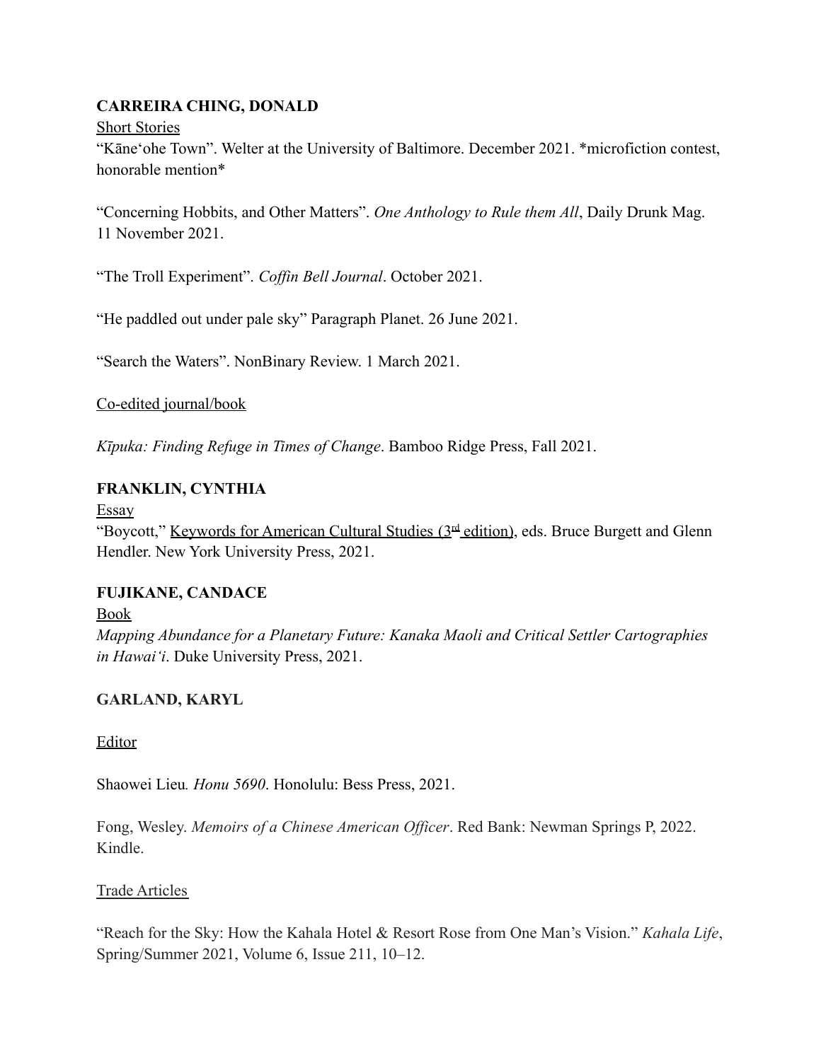**CARREIRA CHING, DONALD**

<u>Short Stories</u>

"Kāneʻohe Town". Welter at the University of Baltimore. December 2021. *microfiction contest, honorable mention*

"Concerning Hobbits, and Other Matters". *One Anthology to Rule them All*, Daily Drunk Mag. 11 November 2021.

"The Troll Experiment". *Coffin Bell Journal*. October 2021.

"He paddled out under pale sky" Paragraph Planet. 26 June 2021.

"Search the Waters". NonBinary Review. 1 March 2021.

<u>Co-edited journal/book</u>

*Kīpuka: Finding Refuge in Times of Change*. Bamboo Ridge Press, Fall 2021.

**FRANKLIN, CYNTHIA**

<u>Essay</u>

"Boycott," <u>Keywords for American Cultural Studies (3rd edition)</u>, eds. Bruce Burgett and Glenn Hendler. New York University Press, 2021.

**FUJIKANE, CANDACE**

<u>Book</u>

*Mapping Abundance for a Planetary Future: Kanaka Maoli and Critical Settler Cartographies in Hawaiʻi*. Duke University Press, 2021.

**GARLAND, KARYL**

<u>Editor</u>

Shaowei Lieu. *Honu 5690*. Honolulu: Bess Press, 2021.

Fong, Wesley. *Memoirs of a Chinese American Officer*. Red Bank: Newman Springs P, 2022. Kindle.

<u>Trade Articles</u>

"Reach for the Sky: How the Kahala Hotel & Resort Rose from One Man's Vision." *Kahala Life*, Spring/Summer 2021, Volume 6, Issue 211, 10–12.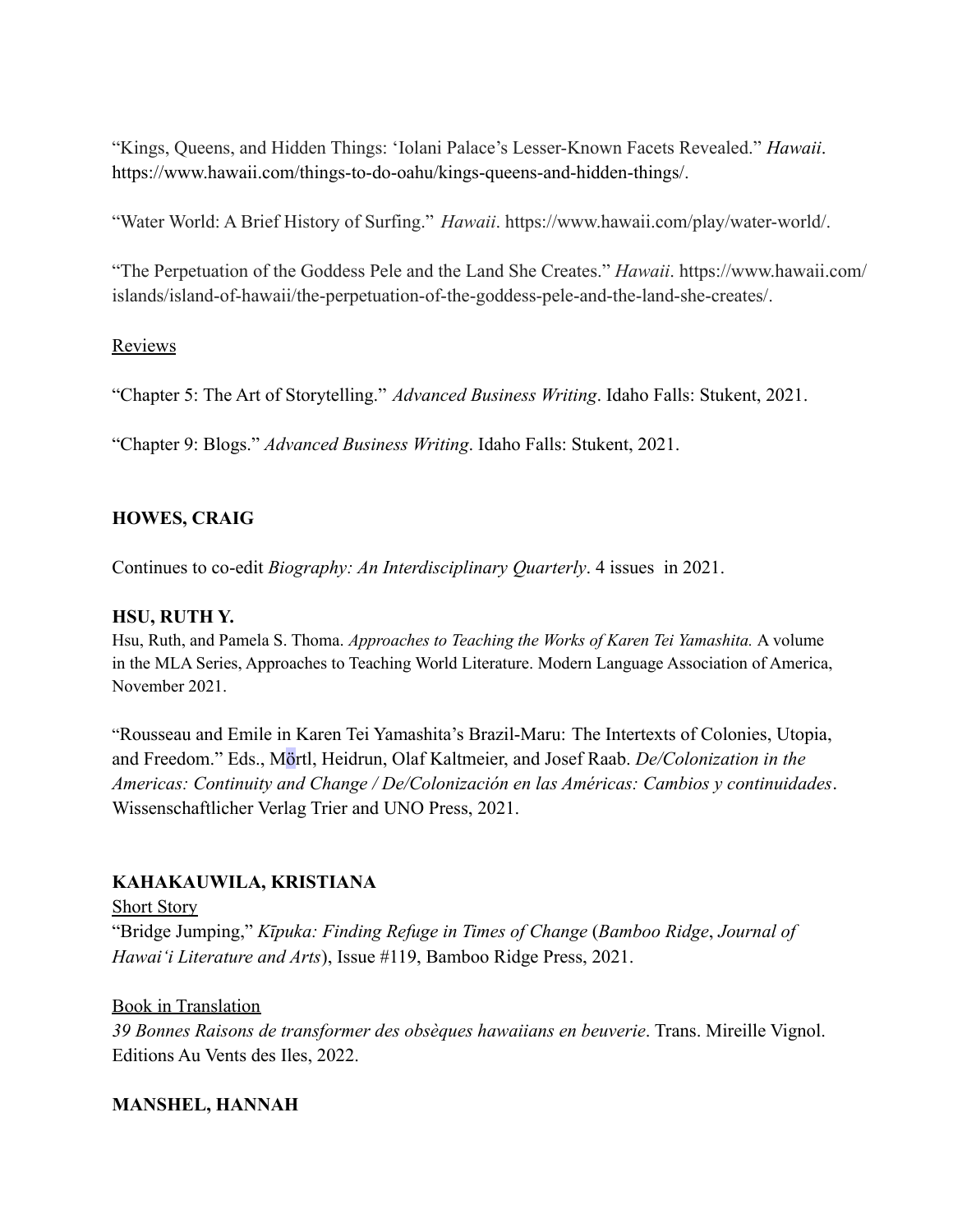“Kings, Queens, and Hidden Things: ‘Iolani Palace’s Lesser-Known Facets Revealed.” *Hawaii*. https://www.hawaii.com/things-to-do-oahu/kings-queens-and-hidden-things/.

“Water World: A Brief History of Surfing.” *Hawaii*. https://www.hawaii.com/play/water-world/.

“The Perpetuation of the Goddess Pele and the Land She Creates.” *Hawaii*. https://www.hawaii.com/islands/island-of-hawaii/the-perpetuation-of-the-goddess-pele-and-the-land-she-creates/.

Reviews

“Chapter 5: The Art of Storytelling.” *Advanced Business Writing*. Idaho Falls: Stukent, 2021.

“Chapter 9: Blogs.” *Advanced Business Writing*. Idaho Falls: Stukent, 2021.

**HOWES, CRAIG**

Continues to co-edit *Biography: An Interdisciplinary Quarterly*. 4 issues in 2021.

**HSU, RUTH Y.**

Hsu, Ruth, and Pamela S. Thoma. *Approaches to Teaching the Works of Karen Tei Yamashita.* A volume in the MLA Series, Approaches to Teaching World Literature. Modern Language Association of America, November 2021.

“Rousseau and Emile in Karen Tei Yamashita’s Brazil-Maru: The Intertexts of Colonies, Utopia, and Freedom.” Eds., Mörtl, Heidrun, Olaf Kaltmeier, and Josef Raab. *De/Colonization in the Americas: Continuity and Change / De/Colonización en las Américas: Cambios y continuidades*. Wissenschaftlicher Verlag Trier and UNO Press, 2021.

**KAHAKAUWILA, KRISTIANA**

Short Story

“Bridge Jumping,” *Kīpuka: Finding Refuge in Times of Change* (*Bamboo Ridge*, *Journal of Hawai‘i Literature and Arts*), Issue #119, Bamboo Ridge Press, 2021.

Book in Translation

*39 Bonnes Raisons de transformer des obsèques hawaiians en beuverie*. Trans. Mireille Vignol. Editions Au Vents des Iles, 2022.

**MANSHEL, HANNAH**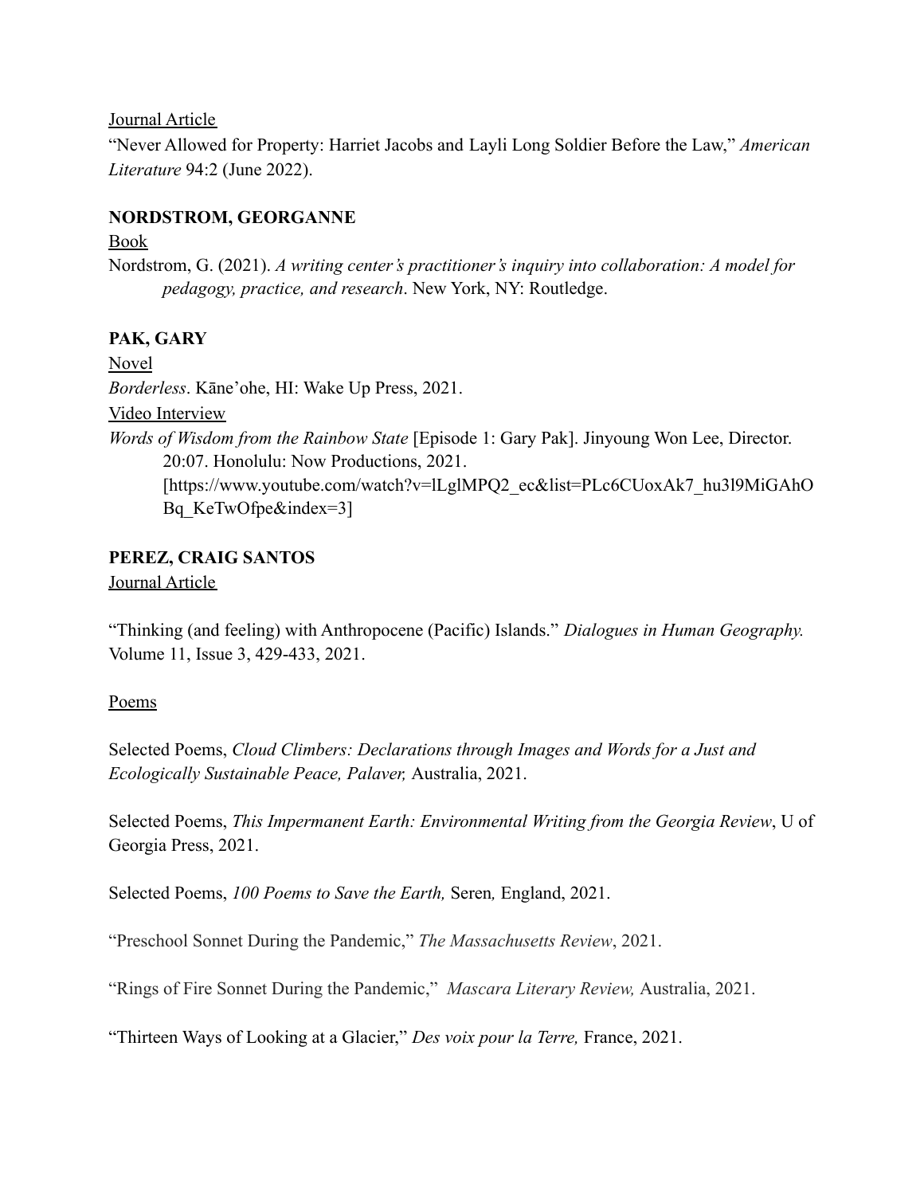Journal Article

"Never Allowed for Property: Harriet Jacobs and Layli Long Soldier Before the Law," *American Literature* 94:2 (June 2022).

**NORDSTROM, GEORGANNE**

Book

Nordstrom, G. (2021). *A writing center's practitioner's inquiry into collaboration: A model for pedagogy, practice, and research*. New York, NY: Routledge.

**PAK, GARY**

Novel

*Borderless*. Kāne'ohe, HI: Wake Up Press, 2021.

Video Interview

*Words of Wisdom from the Rainbow State* [Episode 1: Gary Pak]. Jinyoung Won Lee, Director. 20:07. Honolulu: Now Productions, 2021. [https://www.youtube.com/watch?v=lLglMPQ2_ec&list=PLc6CUoxAk7_hu3l9MiGAhOBq_KeTwOfpe&index=3]

**PEREZ, CRAIG SANTOS**

Journal Article

"Thinking (and feeling) with Anthropocene (Pacific) Islands." *Dialogues in Human Geography.* Volume 11, Issue 3, 429-433, 2021.

Poems

Selected Poems, *Cloud Climbers: Declarations through Images and Words for a Just and Ecologically Sustainable Peace, Palaver,* Australia, 2021.

Selected Poems, *This Impermanent Earth: Environmental Writing from the Georgia Review*, U of Georgia Press, 2021.

Selected Poems, *100 Poems to Save the Earth,* Seren*,* England, 2021.

"Preschool Sonnet During the Pandemic," *The Massachusetts Review*, 2021.

"Rings of Fire Sonnet During the Pandemic," *Mascara Literary Review,* Australia, 2021.

"Thirteen Ways of Looking at a Glacier," *Des voix pour la Terre,* France, 2021.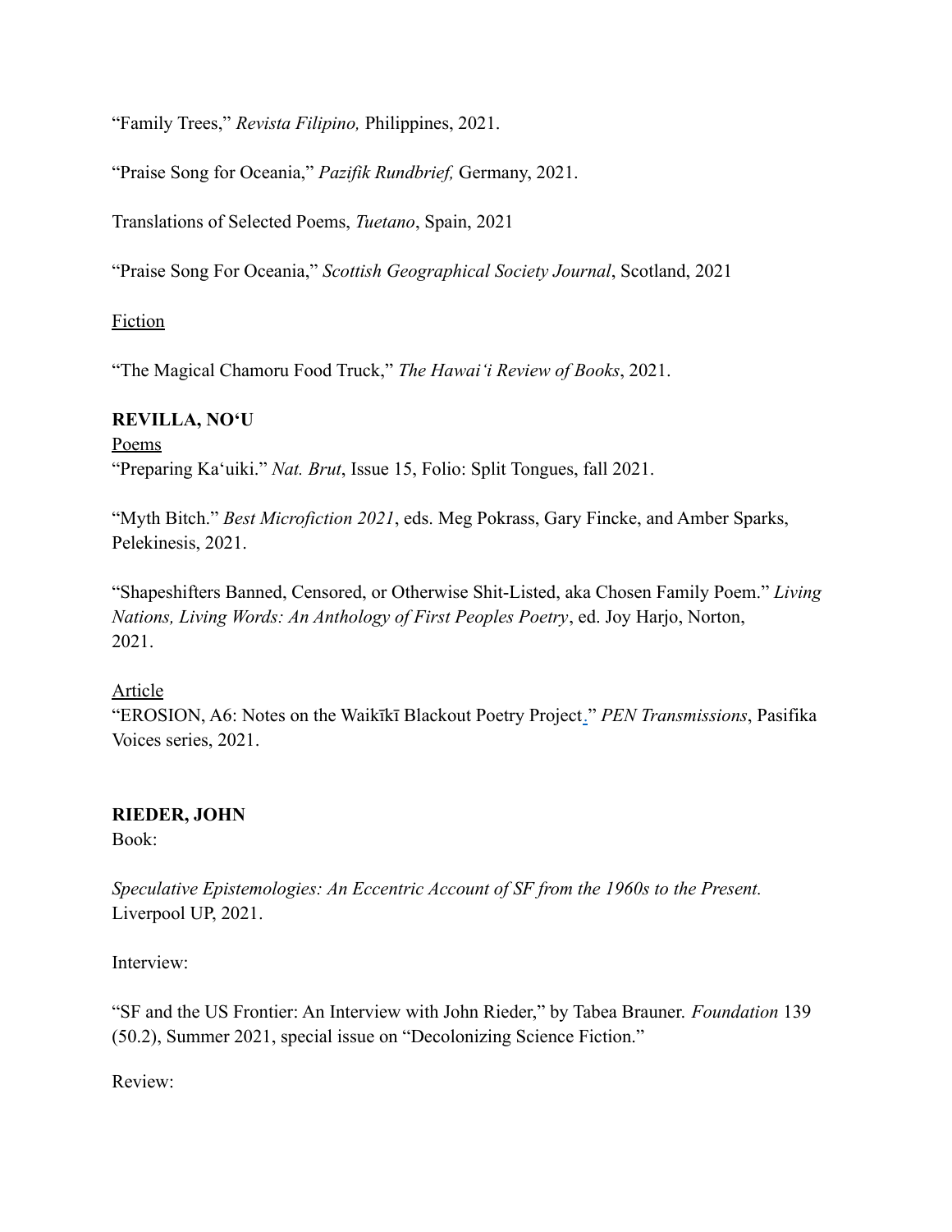“Family Trees,” *Revista Filipino,* Philippines, 2021.

“Praise Song for Oceania,” *Pazifik Rundbrief,* Germany, 2021.

Translations of Selected Poems, *Tuetano*, Spain, 2021

“Praise Song For Oceania,” *Scottish Geographical Society Journal*, Scotland, 2021

<u>Fiction</u>

“The Magical Chamoru Food Truck,” *The Hawaiʻi Review of Books*, 2021.

**REVILLA, NOʻU**

<u>Poems</u>

“Preparing Kaʻuiki.” *Nat. Brut*, Issue 15, Folio: Split Tongues, fall 2021.

“Myth Bitch.” *Best Microfiction 2021*, eds. Meg Pokrass, Gary Fincke, and Amber Sparks, Pelekinesis, 2021.

“Shapeshifters Banned, Censored, or Otherwise Shit-Listed, aka Chosen Family Poem.” *Living Nations, Living Words: An Anthology of First Peoples Poetry*, ed. Joy Harjo, Norton, 2021.

<u>Article</u>

“EROSION, A6: Notes on the Waikīkī Blackout Poetry Project.” *PEN Transmissions*, Pasifika Voices series, 2021.

**RIEDER, JOHN**

Book:

*Speculative Epistemologies: An Eccentric Account of SF from the 1960s to the Present.* Liverpool UP, 2021.

Interview:

“SF and the US Frontier: An Interview with John Rieder,” by Tabea Brauner. *Foundation* 139 (50.2), Summer 2021, special issue on “Decolonizing Science Fiction.”

Review: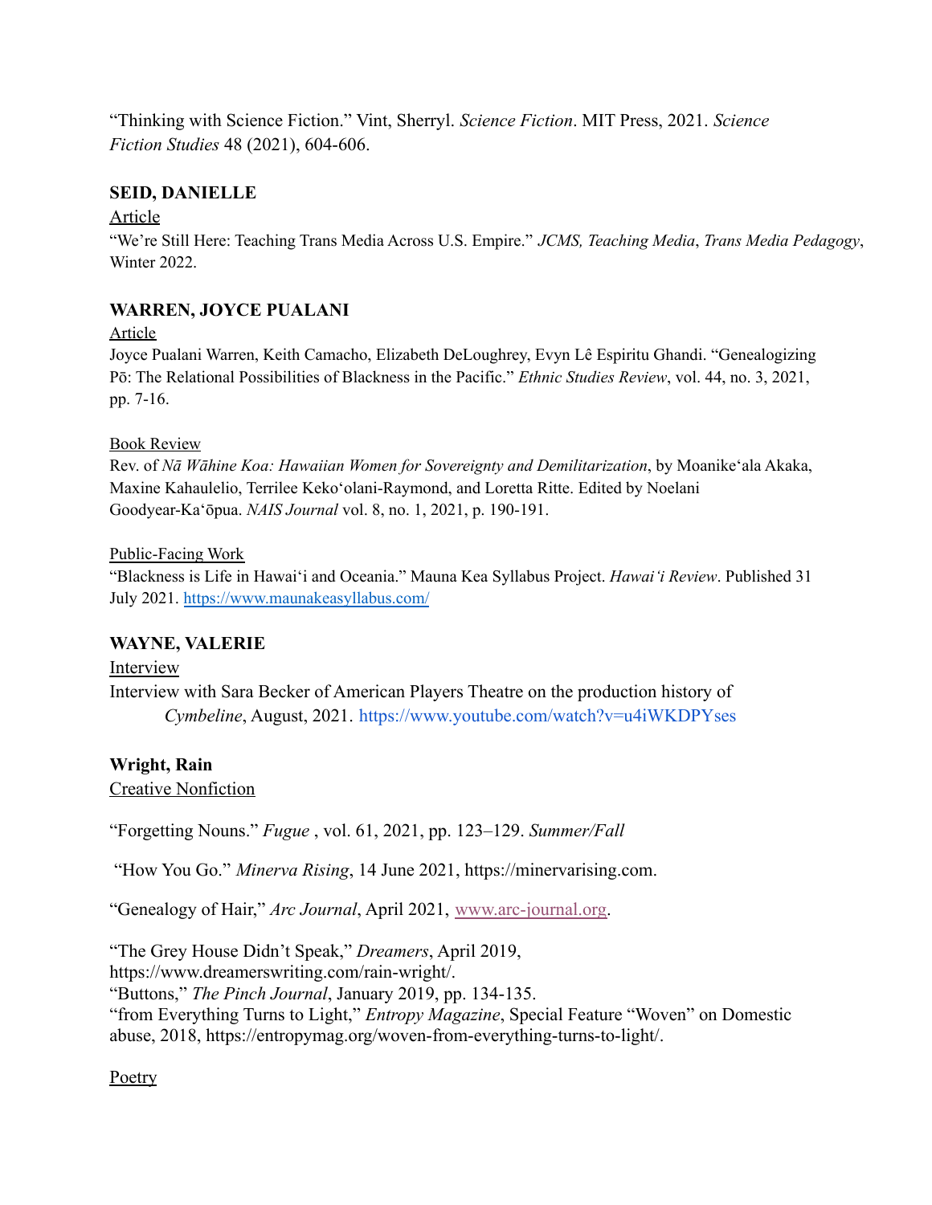“Thinking with Science Fiction.” Vint, Sherryl. *Science Fiction*. MIT Press, 2021. *Science Fiction Studies* 48 (2021), 604-606.

**SEID, DANIELLE**

Article

“We’re Still Here: Teaching Trans Media Across U.S. Empire.” *JCMS, Teaching Media*, *Trans Media Pedagogy*, Winter 2022.

**WARREN, JOYCE PUALANI**

Article

Joyce Pualani Warren, Keith Camacho, Elizabeth DeLoughrey, Evyn Lê Espiritu Ghandi. “Genealogizing Pō: The Relational Possibilities of Blackness in the Pacific.” *Ethnic Studies Review*, vol. 44, no. 3, 2021, pp. 7-16.

Book Review

Rev. of *Nā Wāhine Koa: Hawaiian Women for Sovereignty and Demilitarization*, by Moanikeʻala Akaka, Maxine Kahaulelio, Terrilee Kekoʻolani-Raymond, and Loretta Ritte. Edited by Noelani Goodyear-Kaʻōpua. *NAIS Journal* vol. 8, no. 1, 2021, p. 190-191.

Public-Facing Work

“Blackness is Life in Hawaiʻi and Oceania.” Mauna Kea Syllabus Project. *Hawaiʻi Review*. Published 31 July 2021. https://www.maunakeasyllabus.com/

**WAYNE, VALERIE**

Interview

Interview with Sara Becker of American Players Theatre on the production history of *Cymbeline*, August, 2021. https://www.youtube.com/watch?v=u4iWKDPYses

**Wright, Rain**

Creative Nonfiction

“Forgetting Nouns.” *Fugue* , vol. 61, 2021, pp. 123–129. *Summer/Fall*

“How You Go.” *Minerva Rising*, 14 June 2021, https://minervarising.com.

“Genealogy of Hair,” *Arc Journal*, April 2021, www.arc-journal.org.

“The Grey House Didn’t Speak,” *Dreamers*, April 2019, https://www.dreamerswriting.com/rain-wright/.

“Buttons,” *The Pinch Journal*, January 2019, pp. 134-135.

“from Everything Turns to Light,” *Entropy Magazine*, Special Feature “Woven” on Domestic abuse, 2018, https://entropymag.org/woven-from-everything-turns-to-light/.

Poetry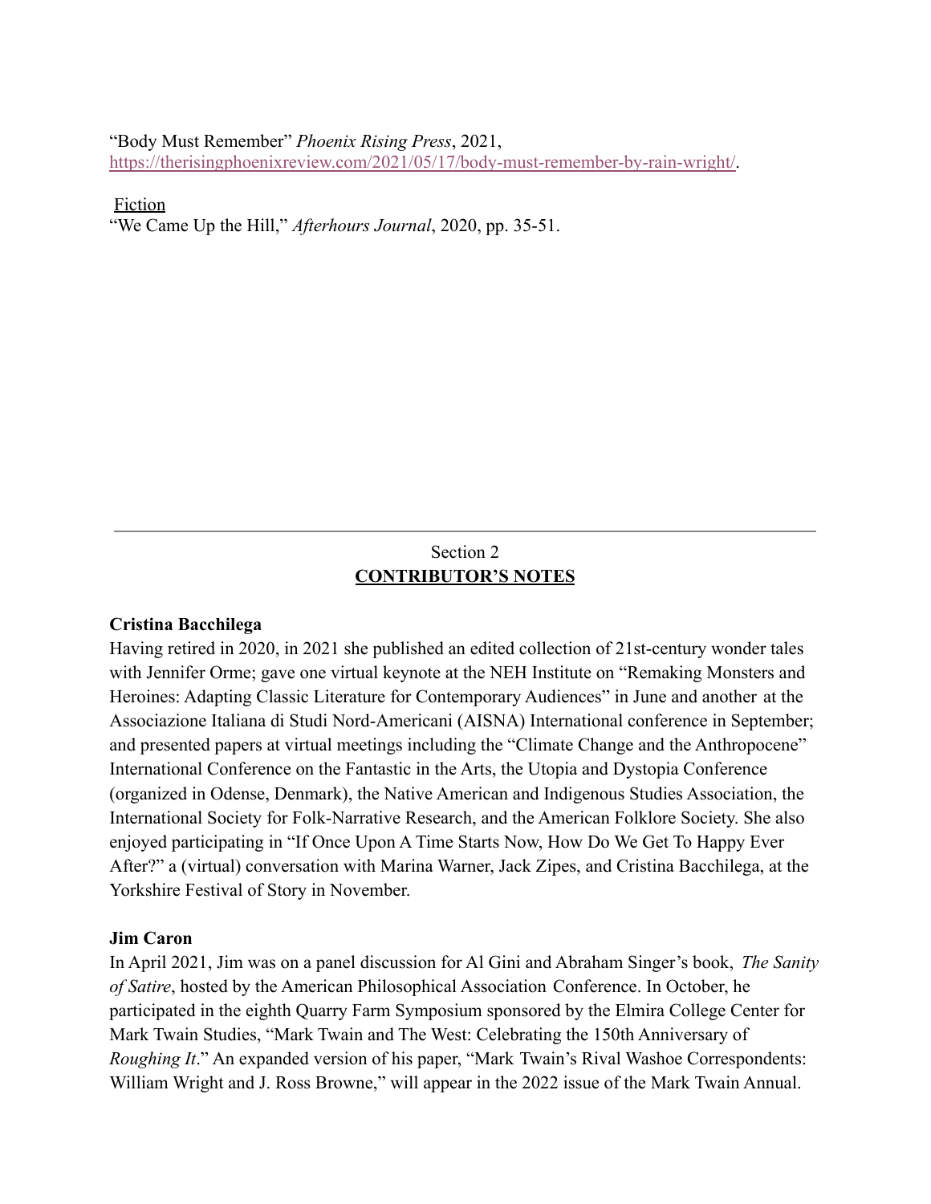"Body Must Remember" *Phoenix Rising Press*, 2021, https://therisingphoenixreview.com/2021/05/17/body-must-remember-by-rain-wright/.

Fiction

"We Came Up the Hill," *Afterhours Journal*, 2020, pp. 35-51.

---

Section 2

## CONTRIBUTOR'S NOTES

**Cristina Bacchilega**

Having retired in 2020, in 2021 she published an edited collection of 21st-century wonder tales with Jennifer Orme; gave one virtual keynote at the NEH Institute on "Remaking Monsters and Heroines: Adapting Classic Literature for Contemporary Audiences" in June and another at the Associazione Italiana di Studi Nord-Americani (AISNA) International conference in September; and presented papers at virtual meetings including the "Climate Change and the Anthropocene" International Conference on the Fantastic in the Arts, the Utopia and Dystopia Conference (organized in Odense, Denmark), the Native American and Indigenous Studies Association, the International Society for Folk-Narrative Research, and the American Folklore Society. She also enjoyed participating in "If Once Upon A Time Starts Now, How Do We Get To Happy Ever After?" a (virtual) conversation with Marina Warner, Jack Zipes, and Cristina Bacchilega, at the Yorkshire Festival of Story in November.

**Jim Caron**

In April 2021, Jim was on a panel discussion for Al Gini and Abraham Singer's book, *The Sanity of Satire*, hosted by the American Philosophical Association Conference. In October, he participated in the eighth Quarry Farm Symposium sponsored by the Elmira College Center for Mark Twain Studies, "Mark Twain and The West: Celebrating the 150th Anniversary of *Roughing It*." An expanded version of his paper, "Mark Twain's Rival Washoe Correspondents: William Wright and J. Ross Browne," will appear in the 2022 issue of the Mark Twain Annual.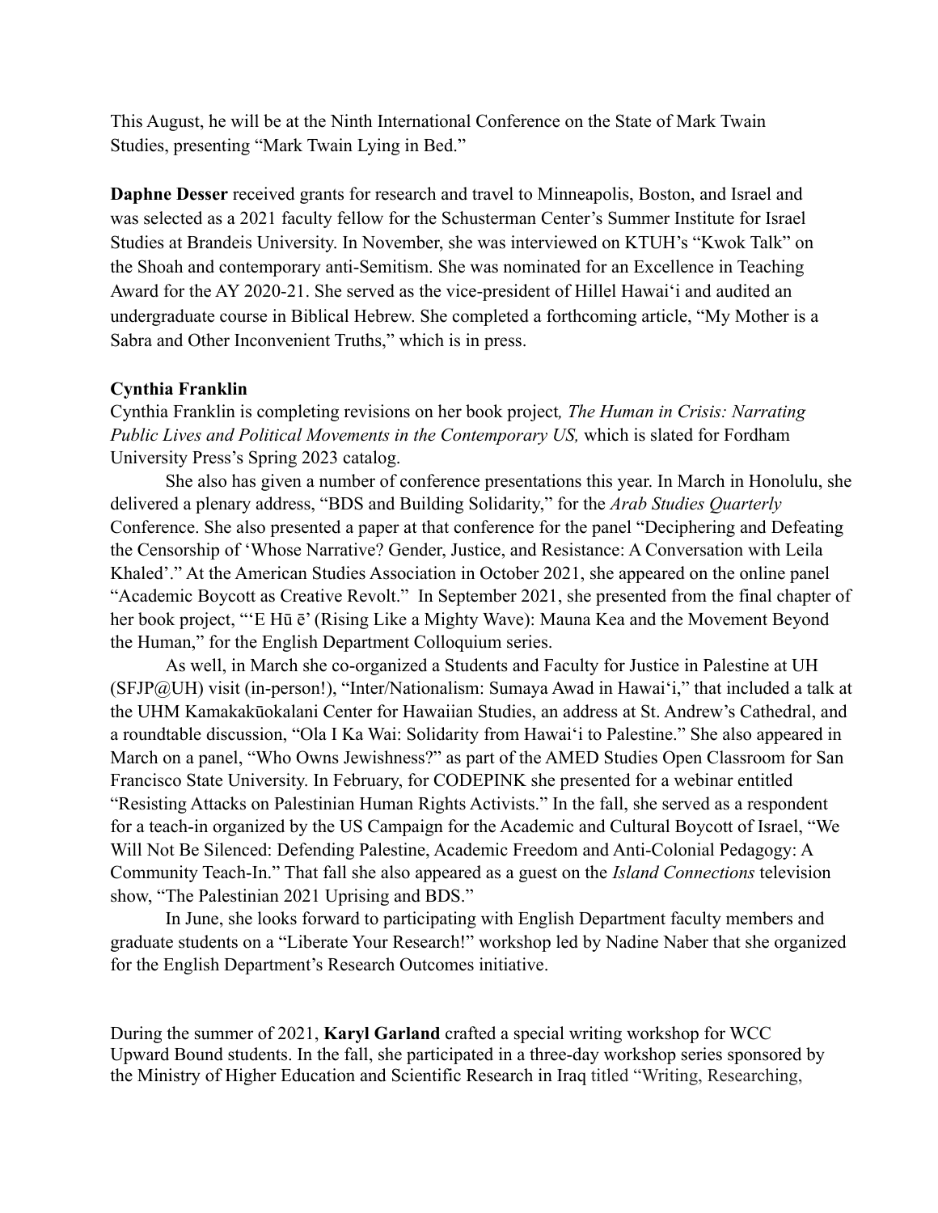This August, he will be at the Ninth International Conference on the State of Mark Twain Studies, presenting "Mark Twain Lying in Bed."

**Daphne Desser** received grants for research and travel to Minneapolis, Boston, and Israel and was selected as a 2021 faculty fellow for the Schusterman Center's Summer Institute for Israel Studies at Brandeis University. In November, she was interviewed on KTUH's "Kwok Talk" on the Shoah and contemporary anti-Semitism. She was nominated for an Excellence in Teaching Award for the AY 2020-21. She served as the vice-president of Hillel Hawaiʻi and audited an undergraduate course in Biblical Hebrew. She completed a forthcoming article, "My Mother is a Sabra and Other Inconvenient Truths," which is in press.

**Cynthia Franklin**

Cynthia Franklin is completing revisions on her book project*, The Human in Crisis: Narrating Public Lives and Political Movements in the Contemporary US,* which is slated for Fordham University Press's Spring 2023 catalog.

She also has given a number of conference presentations this year. In March in Honolulu, she delivered a plenary address, "BDS and Building Solidarity," for the *Arab Studies Quarterly* Conference. She also presented a paper at that conference for the panel "Deciphering and Defeating the Censorship of 'Whose Narrative? Gender, Justice, and Resistance: A Conversation with Leila Khaled'." At the American Studies Association in October 2021, she appeared on the online panel "Academic Boycott as Creative Revolt." In September 2021, she presented from the final chapter of her book project, "'E Hū ē' (Rising Like a Mighty Wave): Mauna Kea and the Movement Beyond the Human," for the English Department Colloquium series.

As well, in March she co-organized a Students and Faculty for Justice in Palestine at UH (SFJP@UH) visit (in-person!), "Inter/Nationalism: Sumaya Awad in Hawaiʻi," that included a talk at the UHM Kamakakūokalani Center for Hawaiian Studies, an address at St. Andrew's Cathedral, and a roundtable discussion, "Ola I Ka Wai: Solidarity from Hawaiʻi to Palestine." She also appeared in March on a panel, "Who Owns Jewishness?" as part of the AMED Studies Open Classroom for San Francisco State University. In February, for CODEPINK she presented for a webinar entitled "Resisting Attacks on Palestinian Human Rights Activists." In the fall, she served as a respondent for a teach-in organized by the US Campaign for the Academic and Cultural Boycott of Israel, "We Will Not Be Silenced: Defending Palestine, Academic Freedom and Anti-Colonial Pedagogy: A Community Teach-In." That fall she also appeared as a guest on the *Island Connections* television show, "The Palestinian 2021 Uprising and BDS."

In June, she looks forward to participating with English Department faculty members and graduate students on a "Liberate Your Research!" workshop led by Nadine Naber that she organized for the English Department's Research Outcomes initiative.

During the summer of 2021, **Karyl Garland** crafted a special writing workshop for WCC Upward Bound students. In the fall, she participated in a three-day workshop series sponsored by the Ministry of Higher Education and Scientific Research in Iraq titled "Writing, Researching,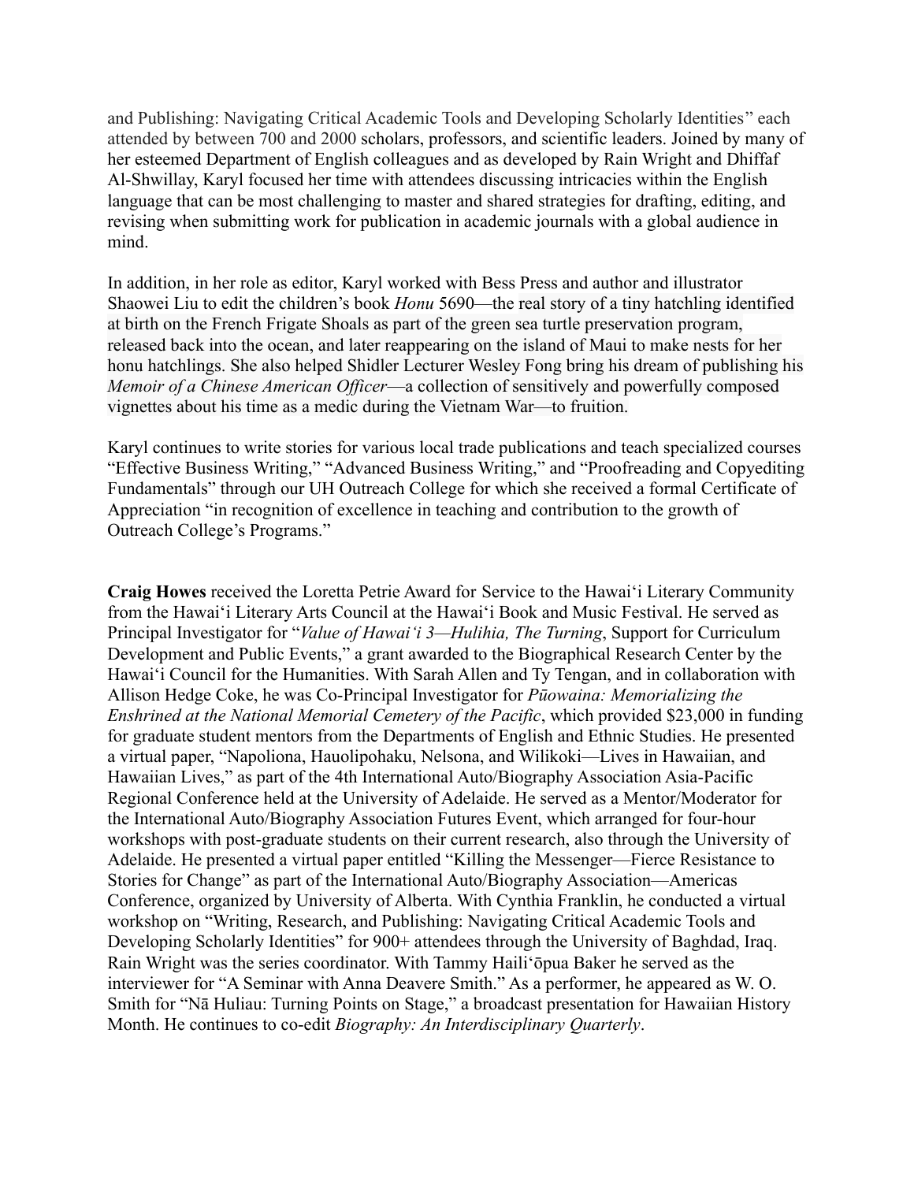and Publishing: Navigating Critical Academic Tools and Developing Scholarly Identities" each attended by between 700 and 2000 scholars, professors, and scientific leaders. Joined by many of her esteemed Department of English colleagues and as developed by Rain Wright and Dhiffaf Al-Shwillay, Karyl focused her time with attendees discussing intricacies within the English language that can be most challenging to master and shared strategies for drafting, editing, and revising when submitting work for publication in academic journals with a global audience in mind.

In addition, in her role as editor, Karyl worked with Bess Press and author and illustrator Shaowei Liu to edit the children's book *Honu* 5690—the real story of a tiny hatchling identified at birth on the French Frigate Shoals as part of the green sea turtle preservation program, released back into the ocean, and later reappearing on the island of Maui to make nests for her honu hatchlings. She also helped Shidler Lecturer Wesley Fong bring his dream of publishing his *Memoir of a Chinese American Officer*—a collection of sensitively and powerfully composed vignettes about his time as a medic during the Vietnam War—to fruition.

Karyl continues to write stories for various local trade publications and teach specialized courses "Effective Business Writing," "Advanced Business Writing," and "Proofreading and Copyediting Fundamentals" through our UH Outreach College for which she received a formal Certificate of Appreciation "in recognition of excellence in teaching and contribution to the growth of Outreach College's Programs."

**Craig Howes** received the Loretta Petrie Award for Service to the Hawaiʻi Literary Community from the Hawaiʻi Literary Arts Council at the Hawaiʻi Book and Music Festival. He served as Principal Investigator for "*Value of Hawaiʻi 3—Hulihia, The Turning*, Support for Curriculum Development and Public Events," a grant awarded to the Biographical Research Center by the Hawaiʻi Council for the Humanities. With Sarah Allen and Ty Tengan, and in collaboration with Allison Hedge Coke, he was Co-Principal Investigator for *Pūowaina: Memorializing the Enshrined at the National Memorial Cemetery of the Pacific*, which provided $23,000 in funding for graduate student mentors from the Departments of English and Ethnic Studies. He presented a virtual paper, "Napoliona, Hauolipohaku, Nelsona, and Wilikoki—Lives in Hawaiian, and Hawaiian Lives," as part of the 4th International Auto/Biography Association Asia-Pacific Regional Conference held at the University of Adelaide. He served as a Mentor/Moderator for the International Auto/Biography Association Futures Event, which arranged for four-hour workshops with post-graduate students on their current research, also through the University of Adelaide. He presented a virtual paper entitled "Killing the Messenger—Fierce Resistance to Stories for Change" as part of the International Auto/Biography Association—Americas Conference, organized by University of Alberta. With Cynthia Franklin, he conducted a virtual workshop on "Writing, Research, and Publishing: Navigating Critical Academic Tools and Developing Scholarly Identities" for 900+ attendees through the University of Baghdad, Iraq. Rain Wright was the series coordinator. With Tammy Hailiʻōpua Baker he served as the interviewer for "A Seminar with Anna Deavere Smith." As a performer, he appeared as W. O. Smith for "Nā Huliau: Turning Points on Stage," a broadcast presentation for Hawaiian History Month. He continues to co-edit *Biography: An Interdisciplinary Quarterly*.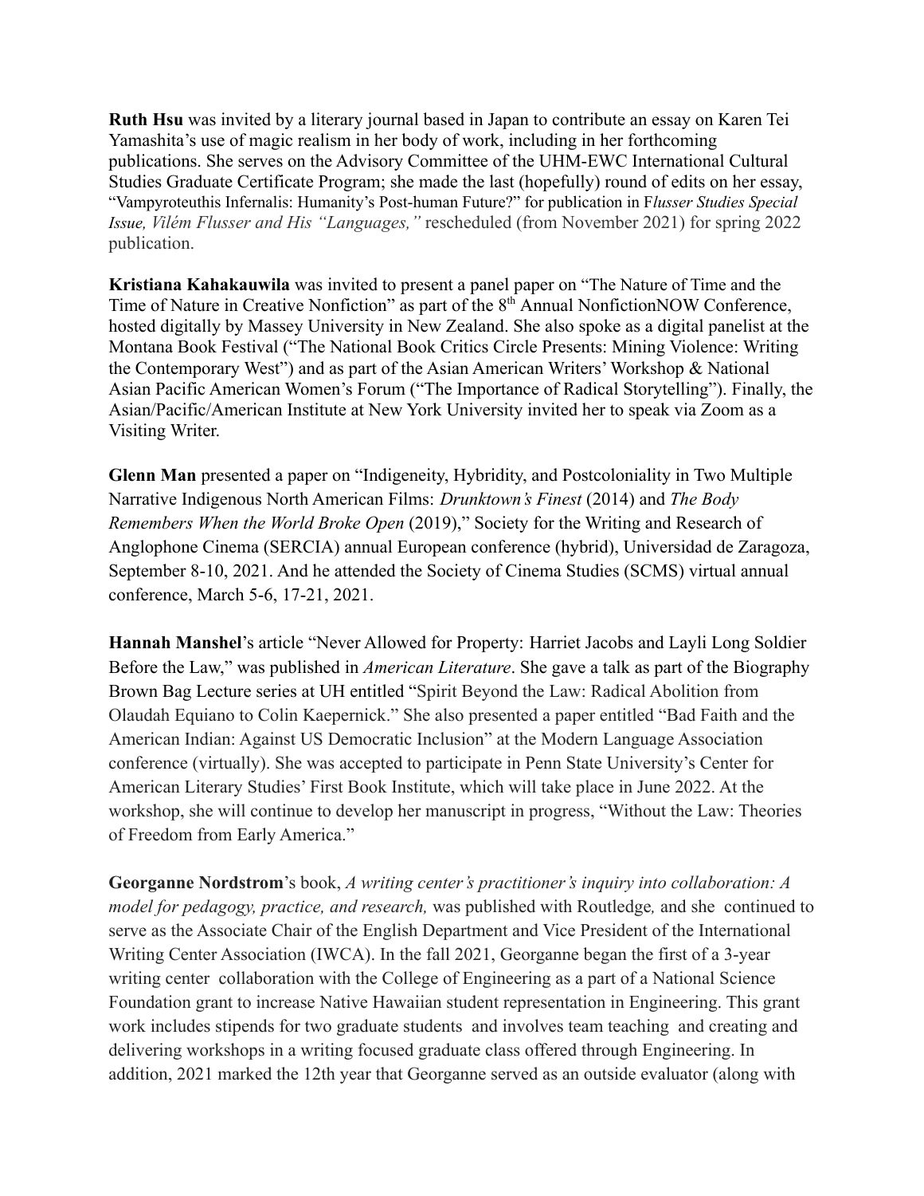**Ruth Hsu** was invited by a literary journal based in Japan to contribute an essay on Karen Tei Yamashita's use of magic realism in her body of work, including in her forthcoming publications. She serves on the Advisory Committee of the UHM-EWC International Cultural Studies Graduate Certificate Program; she made the last (hopefully) round of edits on her essay, "Vampyroteuthis Infernalis: Humanity's Post-human Future?" for publication in F*lusser Studies Special Issue, Vilém Flusser and His "Languages,"* rescheduled (from November 2021) for spring 2022 publication.

**Kristiana Kahakauwila** was invited to present a panel paper on "The Nature of Time and the Time of Nature in Creative Nonfiction" as part of the 8th Annual NonfictionNOW Conference, hosted digitally by Massey University in New Zealand. She also spoke as a digital panelist at the Montana Book Festival ("The National Book Critics Circle Presents: Mining Violence: Writing the Contemporary West") and as part of the Asian American Writers' Workshop & National Asian Pacific American Women's Forum ("The Importance of Radical Storytelling"). Finally, the Asian/Pacific/American Institute at New York University invited her to speak via Zoom as a Visiting Writer.

**Glenn Man** presented a paper on "Indigeneity, Hybridity, and Postcoloniality in Two Multiple Narrative Indigenous North American Films: *Drunktown's Finest* (2014) and *The Body Remembers When the World Broke Open* (2019)," Society for the Writing and Research of Anglophone Cinema (SERCIA) annual European conference (hybrid), Universidad de Zaragoza, September 8-10, 2021. And he attended the Society of Cinema Studies (SCMS) virtual annual conference, March 5-6, 17-21, 2021.

**Hannah Manshel**'s article "Never Allowed for Property: Harriet Jacobs and Layli Long Soldier Before the Law," was published in *American Literature*. She gave a talk as part of the Biography Brown Bag Lecture series at UH entitled "Spirit Beyond the Law: Radical Abolition from Olaudah Equiano to Colin Kaepernick." She also presented a paper entitled "Bad Faith and the American Indian: Against US Democratic Inclusion" at the Modern Language Association conference (virtually). She was accepted to participate in Penn State University's Center for American Literary Studies' First Book Institute, which will take place in June 2022. At the workshop, she will continue to develop her manuscript in progress, "Without the Law: Theories of Freedom from Early America."

**Georganne Nordstrom**'s book, *A writing center's practitioner's inquiry into collaboration: A model for pedagogy, practice, and research,* was published with Routledge, and she continued to serve as the Associate Chair of the English Department and Vice President of the International Writing Center Association (IWCA). In the fall 2021, Georganne began the first of a 3-year writing center collaboration with the College of Engineering as a part of a National Science Foundation grant to increase Native Hawaiian student representation in Engineering. This grant work includes stipends for two graduate students and involves team teaching and creating and delivering workshops in a writing focused graduate class offered through Engineering. In addition, 2021 marked the 12th year that Georganne served as an outside evaluator (along with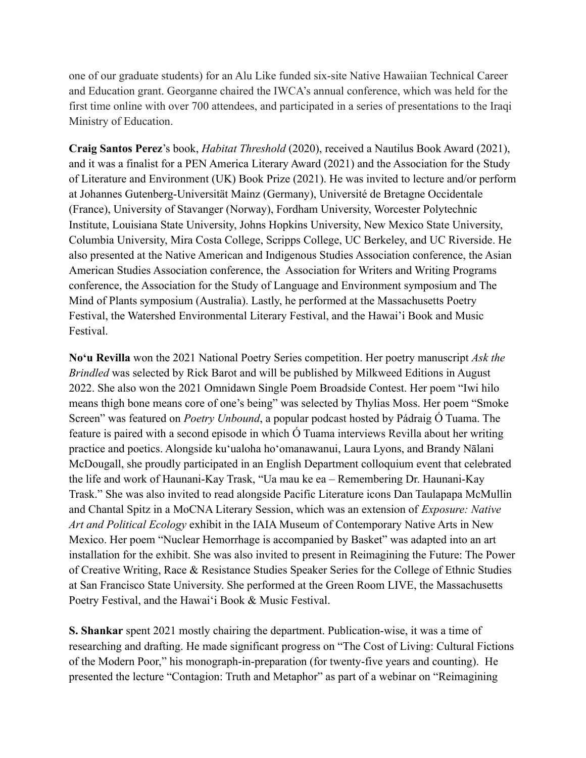one of our graduate students) for an Alu Like funded six-site Native Hawaiian Technical Career and Education grant. Georganne chaired the IWCA's annual conference, which was held for the first time online with over 700 attendees, and participated in a series of presentations to the Iraqi Ministry of Education.

**Craig Santos Perez**'s book, *Habitat Threshold* (2020), received a Nautilus Book Award (2021), and it was a finalist for a PEN America Literary Award (2021) and the Association for the Study of Literature and Environment (UK) Book Prize (2021). He was invited to lecture and/or perform at Johannes Gutenberg-Universität Mainz (Germany), Université de Bretagne Occidentale (France), University of Stavanger (Norway), Fordham University, Worcester Polytechnic Institute, Louisiana State University, Johns Hopkins University, New Mexico State University, Columbia University, Mira Costa College, Scripps College, UC Berkeley, and UC Riverside. He also presented at the Native American and Indigenous Studies Association conference, the Asian American Studies Association conference, the Association for Writers and Writing Programs conference, the Association for the Study of Language and Environment symposium and The Mind of Plants symposium (Australia). Lastly, he performed at the Massachusetts Poetry Festival, the Watershed Environmental Literary Festival, and the Hawai'i Book and Music Festival.

**No'u Revilla** won the 2021 National Poetry Series competition. Her poetry manuscript *Ask the Brindled* was selected by Rick Barot and will be published by Milkweed Editions in August 2022. She also won the 2021 Omnidawn Single Poem Broadside Contest. Her poem "Iwi hilo means thigh bone means core of one's being" was selected by Thylias Moss. Her poem "Smoke Screen" was featured on *Poetry Unbound*, a popular podcast hosted by Pádraig Ó Tuama. The feature is paired with a second episode in which Ó Tuama interviews Revilla about her writing practice and poetics. Alongside ku'ualoha ho'omanawanui, Laura Lyons, and Brandy Nālani McDougall, she proudly participated in an English Department colloquium event that celebrated the life and work of Haunani-Kay Trask, "Ua mau ke ea – Remembering Dr. Haunani-Kay Trask." She was also invited to read alongside Pacific Literature icons Dan Taulapapa McMullin and Chantal Spitz in a MoCNA Literary Session, which was an extension of *Exposure: Native Art and Political Ecology* exhibit in the IAIA Museum of Contemporary Native Arts in New Mexico. Her poem "Nuclear Hemorrhage is accompanied by Basket" was adapted into an art installation for the exhibit. She was also invited to present in Reimagining the Future: The Power of Creative Writing, Race & Resistance Studies Speaker Series for the College of Ethnic Studies at San Francisco State University. She performed at the Green Room LIVE, the Massachusetts Poetry Festival, and the Hawai'i Book & Music Festival.

**S. Shankar** spent 2021 mostly chairing the department. Publication-wise, it was a time of researching and drafting. He made significant progress on "The Cost of Living: Cultural Fictions of the Modern Poor," his monograph-in-preparation (for twenty-five years and counting). He presented the lecture "Contagion: Truth and Metaphor" as part of a webinar on "Reimagining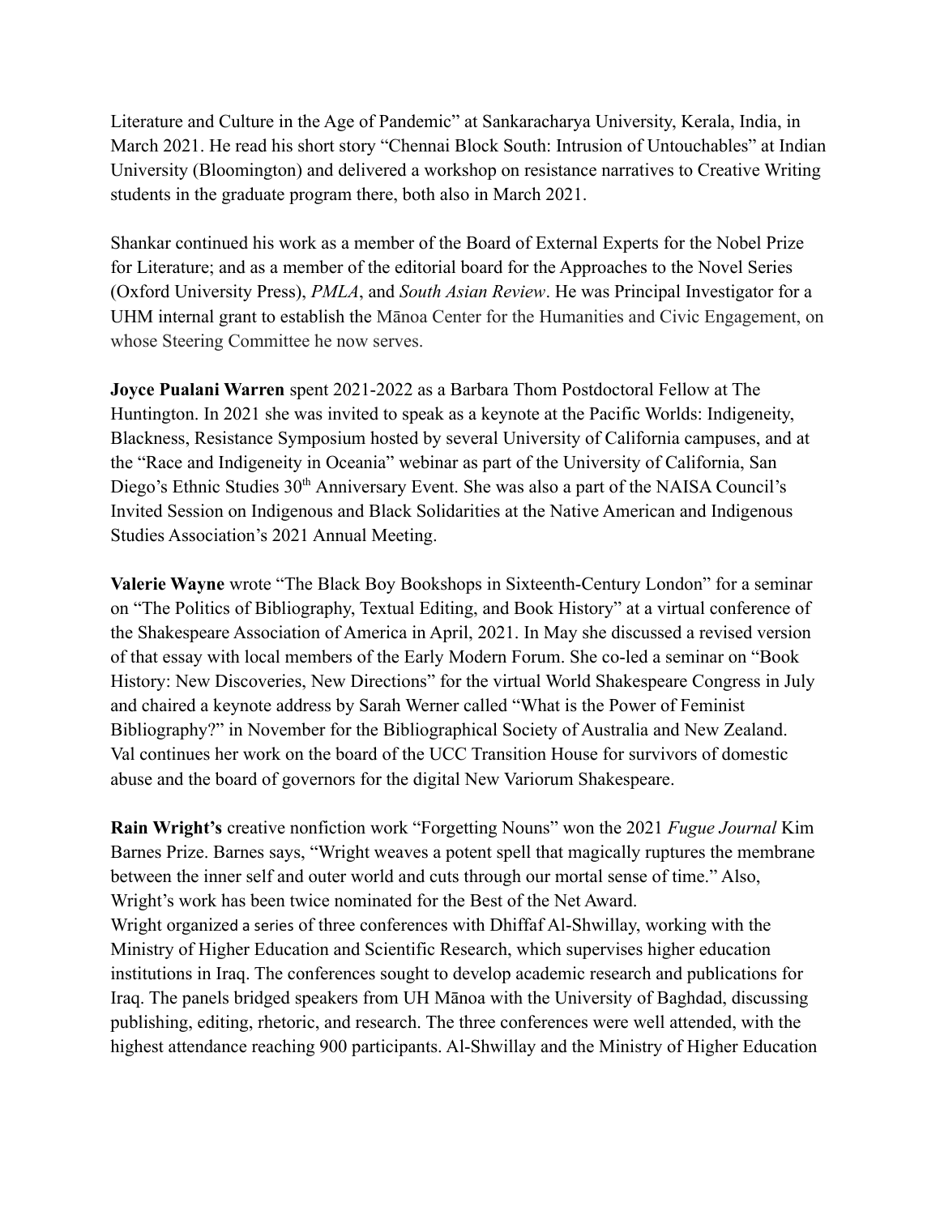Literature and Culture in the Age of Pandemic" at Sankaracharya University, Kerala, India, in March 2021. He read his short story "Chennai Block South: Intrusion of Untouchables" at Indian University (Bloomington) and delivered a workshop on resistance narratives to Creative Writing students in the graduate program there, both also in March 2021.

Shankar continued his work as a member of the Board of External Experts for the Nobel Prize for Literature; and as a member of the editorial board for the Approaches to the Novel Series (Oxford University Press), *PMLA*, and *South Asian Review*. He was Principal Investigator for a UHM internal grant to establish the Mānoa Center for the Humanities and Civic Engagement, on whose Steering Committee he now serves.

**Joyce Pualani Warren** spent 2021-2022 as a Barbara Thom Postdoctoral Fellow at The Huntington. In 2021 she was invited to speak as a keynote at the Pacific Worlds: Indigeneity, Blackness, Resistance Symposium hosted by several University of California campuses, and at the "Race and Indigeneity in Oceania" webinar as part of the University of California, San Diego's Ethnic Studies 30th Anniversary Event. She was also a part of the NAISA Council's Invited Session on Indigenous and Black Solidarities at the Native American and Indigenous Studies Association's 2021 Annual Meeting.

**Valerie Wayne** wrote "The Black Boy Bookshops in Sixteenth-Century London" for a seminar on "The Politics of Bibliography, Textual Editing, and Book History" at a virtual conference of the Shakespeare Association of America in April, 2021. In May she discussed a revised version of that essay with local members of the Early Modern Forum. She co-led a seminar on "Book History: New Discoveries, New Directions" for the virtual World Shakespeare Congress in July and chaired a keynote address by Sarah Werner called "What is the Power of Feminist Bibliography?" in November for the Bibliographical Society of Australia and New Zealand. Val continues her work on the board of the UCC Transition House for survivors of domestic abuse and the board of governors for the digital New Variorum Shakespeare.

**Rain Wright's** creative nonfiction work "Forgetting Nouns" won the 2021 *Fugue Journal* Kim Barnes Prize. Barnes says, "Wright weaves a potent spell that magically ruptures the membrane between the inner self and outer world and cuts through our mortal sense of time." Also, Wright's work has been twice nominated for the Best of the Net Award.
Wright organized a series of three conferences with Dhiffaf Al-Shwillay, working with the Ministry of Higher Education and Scientific Research, which supervises higher education institutions in Iraq. The conferences sought to develop academic research and publications for Iraq. The panels bridged speakers from UH Mānoa with the University of Baghdad, discussing publishing, editing, rhetoric, and research. The three conferences were well attended, with the highest attendance reaching 900 participants. Al-Shwillay and the Ministry of Higher Education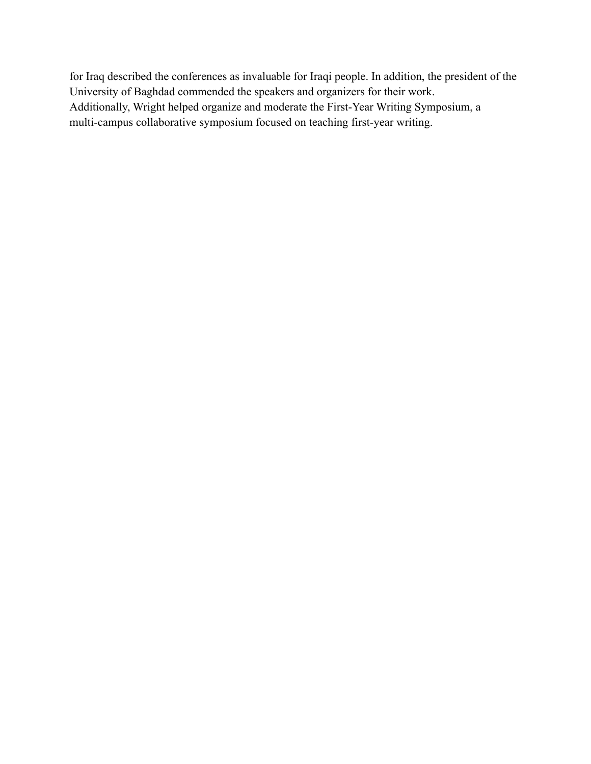for Iraq described the conferences as invaluable for Iraqi people. In addition, the president of the University of Baghdad commended the speakers and organizers for their work.

Additionally, Wright helped organize and moderate the First-Year Writing Symposium, a multi-campus collaborative symposium focused on teaching first-year writing.